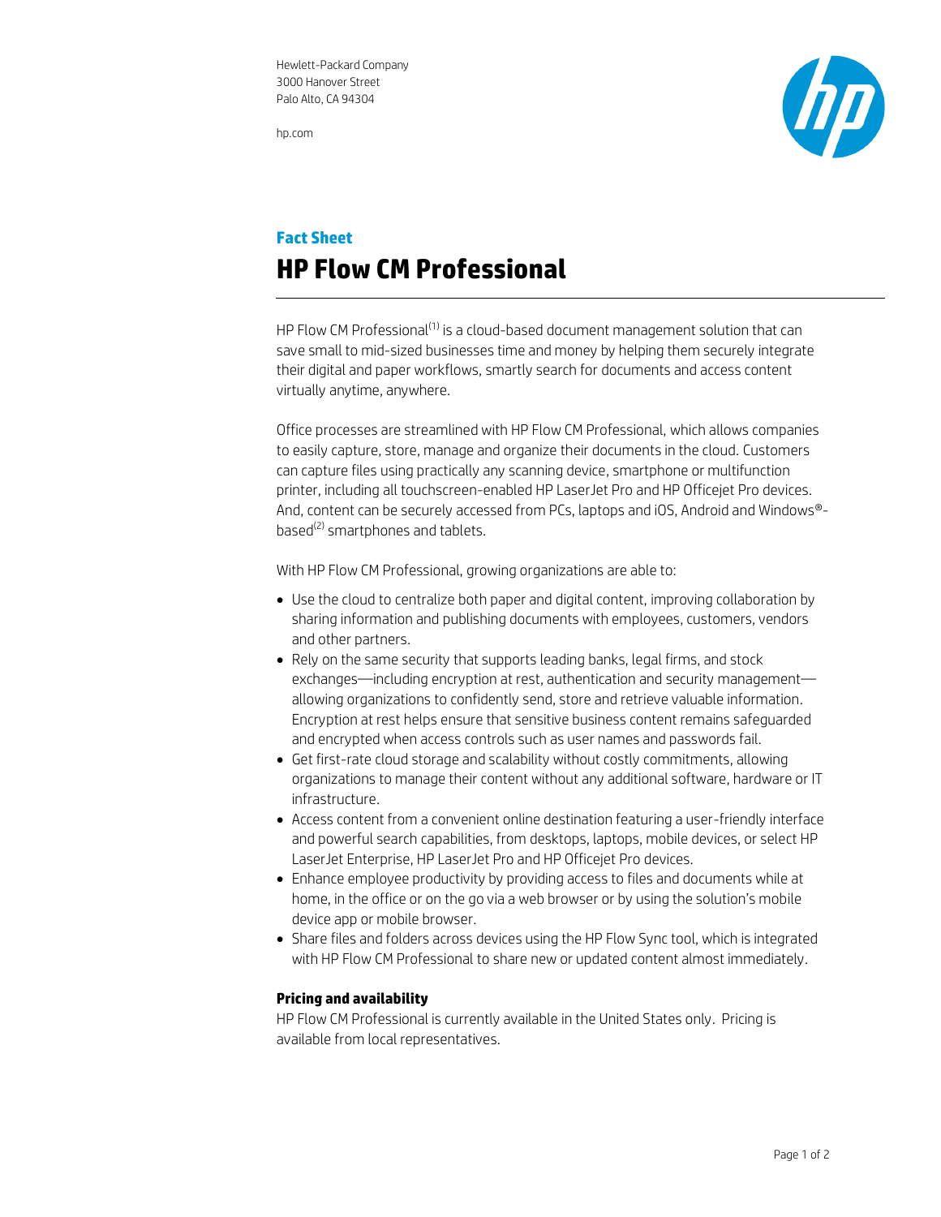Hewlett-Packard Company
3000 Hanover Street
Palo Alto, CA 94304

hp.com

**Fact Sheet**

# HP Flow CM Professional

HP Flow CM Professional[1] is a cloud-based document management solution that can save small to mid-sized businesses time and money by helping them securely integrate their digital and paper workflows, smartly search for documents and access content virtually anytime, anywhere.

Office processes are streamlined with HP Flow CM Professional, which allows companies to easily capture, store, manage and organize their documents in the cloud. Customers can capture files using practically any scanning device, smartphone or multifunction printer, including all touchscreen-enabled HP LaserJet Pro and HP Officejet Pro devices. And, content can be securely accessed from PCs, laptops and iOS, Android and Windows®-based[2] smartphones and tablets.

With HP Flow CM Professional, growing organizations are able to:

- Use the cloud to centralize both paper and digital content, improving collaboration by sharing information and publishing documents with employees, customers, vendors and other partners.
- Rely on the same security that supports leading banks, legal firms, and stock exchanges—including encryption at rest, authentication and security management—allowing organizations to confidently send, store and retrieve valuable information. Encryption at rest helps ensure that sensitive business content remains safeguarded and encrypted when access controls such as user names and passwords fail.
- Get first-rate cloud storage and scalability without costly commitments, allowing organizations to manage their content without any additional software, hardware or IT infrastructure.
- Access content from a convenient online destination featuring a user-friendly interface and powerful search capabilities, from desktops, laptops, mobile devices, or select HP LaserJet Enterprise, HP LaserJet Pro and HP Officejet Pro devices.
- Enhance employee productivity by providing access to files and documents while at home, in the office or on the go via a web browser or by using the solution's mobile device app or mobile browser.
- Share files and folders across devices using the HP Flow Sync tool, which is integrated with HP Flow CM Professional to share new or updated content almost immediately.

**Pricing and availability**

HP Flow CM Professional is currently available in the United States only. Pricing is available from local representatives.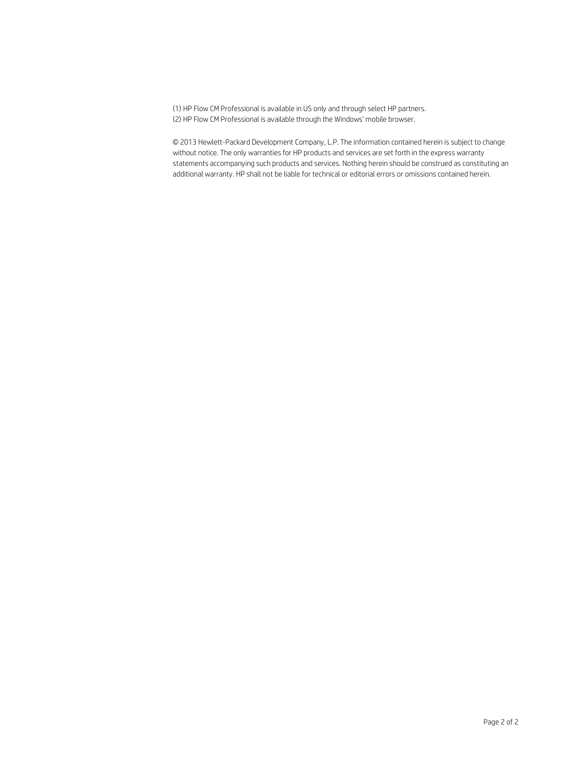(1) HP Flow CM Professional is available in US only and through select HP partners.
(2) HP Flow CM Professional is available through the Windows' mobile browser.

© 2013 Hewlett-Packard Development Company, L.P. The information contained herein is subject to change without notice. The only warranties for HP products and services are set forth in the express warranty statements accompanying such products and services. Nothing herein should be construed as constituting an additional warranty. HP shall not be liable for technical or editorial errors or omissions contained herein.